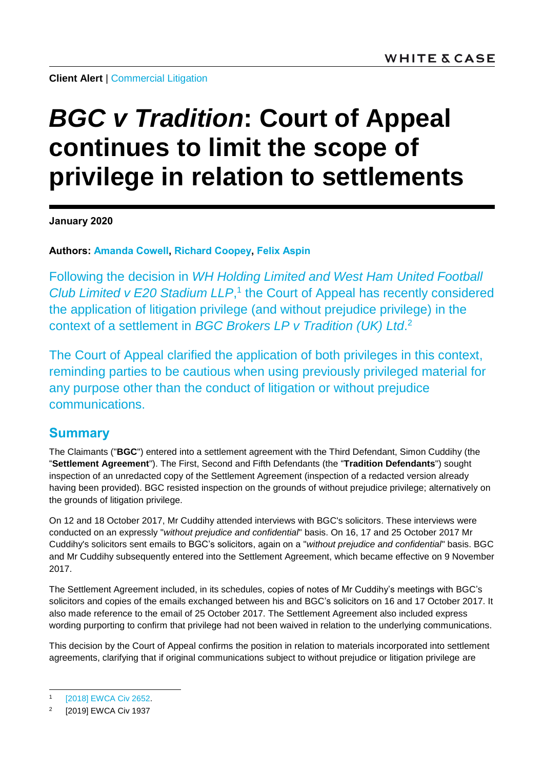**Client Alert** | Commercial Litigation

# *BGC v Tradition*: Court of Appeal continues to limit the scope of privilege in relation to settlements

**January 2020**

**Authors: Amanda Cowell, Richard Coopey, Felix Aspin**

Following the decision in *WH Holding Limited and West Ham United Football Club Limited v E20 Stadium LLP*,[1] the Court of Appeal has recently considered the application of litigation privilege (and without prejudice privilege) in the context of a settlement in *BGC Brokers LP v Tradition (UK) Ltd*.[2]

The Court of Appeal clarified the application of both privileges in this context, reminding parties to be cautious when using previously privileged material for any purpose other than the conduct of litigation or without prejudice communications.

## Summary

The Claimants ("**BGC**") entered into a settlement agreement with the Third Defendant, Simon Cuddihy (the "**Settlement Agreement**"). The First, Second and Fifth Defendants (the "**Tradition Defendants**") sought inspection of an unredacted copy of the Settlement Agreement (inspection of a redacted version already having been provided). BGC resisted inspection on the grounds of without prejudice privilege; alternatively on the grounds of litigation privilege.

On 12 and 18 October 2017, Mr Cuddihy attended interviews with BGC's solicitors. These interviews were conducted on an expressly "*without prejudice and confidential*" basis. On 16, 17 and 25 October 2017 Mr Cuddihy's solicitors sent emails to BGC's solicitors, again on a "*without prejudice and confidential*" basis. BGC and Mr Cuddihy subsequently entered into the Settlement Agreement, which became effective on 9 November 2017.

The Settlement Agreement included, in its schedules, copies of notes of Mr Cuddihy's meetings with BGC's solicitors and copies of the emails exchanged between his and BGC's solicitors on 16 and 17 October 2017. It also made reference to the email of 25 October 2017. The Settlement Agreement also included express wording purporting to confirm that privilege had not been waived in relation to the underlying communications.

This decision by the Court of Appeal confirms the position in relation to materials incorporated into settlement agreements, clarifying that if original communications subject to without prejudice or litigation privilege are

---

[1] [2018] EWCA Civ 2652.

[2] [2019] EWCA Civ 1937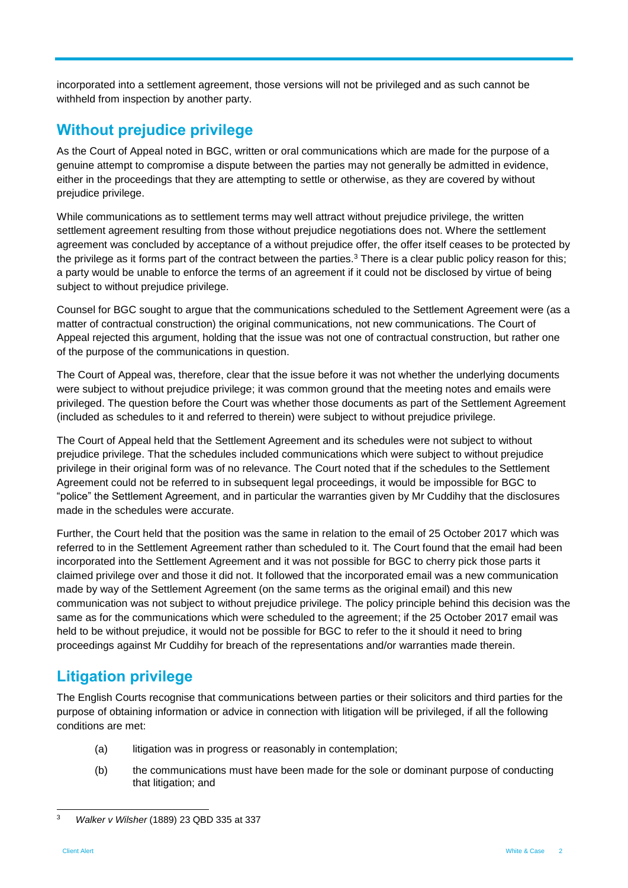incorporated into a settlement agreement, those versions will not be privileged and as such cannot be withheld from inspection by another party.

## Without prejudice privilege

As the Court of Appeal noted in BGC, written or oral communications which are made for the purpose of a genuine attempt to compromise a dispute between the parties may not generally be admitted in evidence, either in the proceedings that they are attempting to settle or otherwise, as they are covered by without prejudice privilege.

While communications as to settlement terms may well attract without prejudice privilege, the written settlement agreement resulting from those without prejudice negotiations does not. Where the settlement agreement was concluded by acceptance of a without prejudice offer, the offer itself ceases to be protected by the privilege as it forms part of the contract between the parties.[3] There is a clear public policy reason for this; a party would be unable to enforce the terms of an agreement if it could not be disclosed by virtue of being subject to without prejudice privilege.

Counsel for BGC sought to argue that the communications scheduled to the Settlement Agreement were (as a matter of contractual construction) the original communications, not new communications. The Court of Appeal rejected this argument, holding that the issue was not one of contractual construction, but rather one of the purpose of the communications in question.

The Court of Appeal was, therefore, clear that the issue before it was not whether the underlying documents were subject to without prejudice privilege; it was common ground that the meeting notes and emails were privileged. The question before the Court was whether those documents as part of the Settlement Agreement (included as schedules to it and referred to therein) were subject to without prejudice privilege.

The Court of Appeal held that the Settlement Agreement and its schedules were not subject to without prejudice privilege. That the schedules included communications which were subject to without prejudice privilege in their original form was of no relevance. The Court noted that if the schedules to the Settlement Agreement could not be referred to in subsequent legal proceedings, it would be impossible for BGC to "police" the Settlement Agreement, and in particular the warranties given by Mr Cuddihy that the disclosures made in the schedules were accurate.

Further, the Court held that the position was the same in relation to the email of 25 October 2017 which was referred to in the Settlement Agreement rather than scheduled to it. The Court found that the email had been incorporated into the Settlement Agreement and it was not possible for BGC to cherry pick those parts it claimed privilege over and those it did not. It followed that the incorporated email was a new communication made by way of the Settlement Agreement (on the same terms as the original email) and this new communication was not subject to without prejudice privilege. The policy principle behind this decision was the same as for the communications which were scheduled to the agreement; if the 25 October 2017 email was held to be without prejudice, it would not be possible for BGC to refer to the it should it need to bring proceedings against Mr Cuddihy for breach of the representations and/or warranties made therein.

## Litigation privilege

The English Courts recognise that communications between parties or their solicitors and third parties for the purpose of obtaining information or advice in connection with litigation will be privileged, if all the following conditions are met:

(a) litigation was in progress or reasonably in contemplation;

(b) the communications must have been made for the sole or dominant purpose of conducting that litigation; and

---

[3] *Walker v Wilsher* (1889) 23 QBD 335 at 337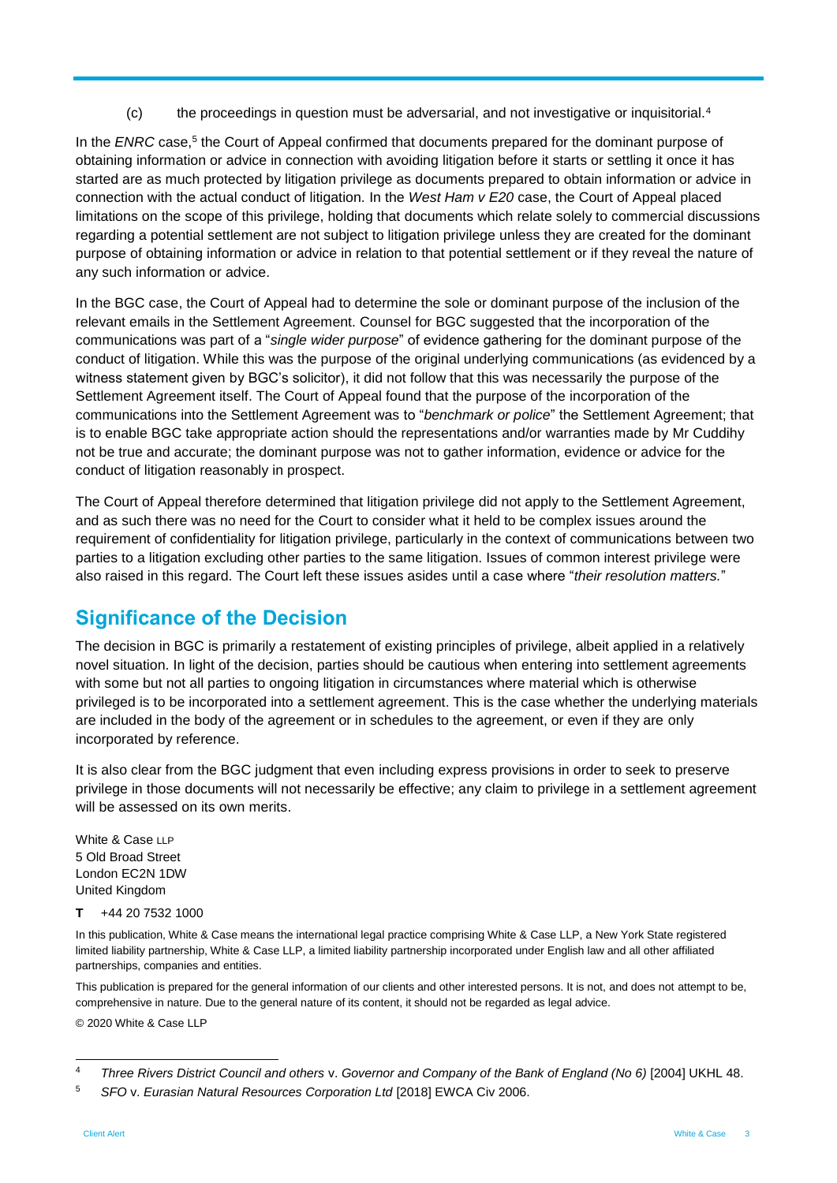(c) the proceedings in question must be adversarial, and not investigative or inquisitorial.[4]

In the *ENRC* case,[5] the Court of Appeal confirmed that documents prepared for the dominant purpose of obtaining information or advice in connection with avoiding litigation before it starts or settling it once it has started are as much protected by litigation privilege as documents prepared to obtain information or advice in connection with the actual conduct of litigation. In the *West Ham v E20* case, the Court of Appeal placed limitations on the scope of this privilege, holding that documents which relate solely to commercial discussions regarding a potential settlement are not subject to litigation privilege unless they are created for the dominant purpose of obtaining information or advice in relation to that potential settlement or if they reveal the nature of any such information or advice.

In the BGC case, the Court of Appeal had to determine the sole or dominant purpose of the inclusion of the relevant emails in the Settlement Agreement. Counsel for BGC suggested that the incorporation of the communications was part of a "*single wider purpose*" of evidence gathering for the dominant purpose of the conduct of litigation. While this was the purpose of the original underlying communications (as evidenced by a witness statement given by BGC's solicitor), it did not follow that this was necessarily the purpose of the Settlement Agreement itself. The Court of Appeal found that the purpose of the incorporation of the communications into the Settlement Agreement was to "*benchmark or police*" the Settlement Agreement; that is to enable BGC take appropriate action should the representations and/or warranties made by Mr Cuddihy not be true and accurate; the dominant purpose was not to gather information, evidence or advice for the conduct of litigation reasonably in prospect.

The Court of Appeal therefore determined that litigation privilege did not apply to the Settlement Agreement, and as such there was no need for the Court to consider what it held to be complex issues around the requirement of confidentiality for litigation privilege, particularly in the context of communications between two parties to a litigation excluding other parties to the same litigation. Issues of common interest privilege were also raised in this regard. The Court left these issues asides until a case where "*their resolution matters.*"

## Significance of the Decision

The decision in BGC is primarily a restatement of existing principles of privilege, albeit applied in a relatively novel situation. In light of the decision, parties should be cautious when entering into settlement agreements with some but not all parties to ongoing litigation in circumstances where material which is otherwise privileged is to be incorporated into a settlement agreement. This is the case whether the underlying materials are included in the body of the agreement or in schedules to the agreement, or even if they are only incorporated by reference.

It is also clear from the BGC judgment that even including express provisions in order to seek to preserve privilege in those documents will not necessarily be effective; any claim to privilege in a settlement agreement will be assessed on its own merits.

White & Case LLP
5 Old Broad Street
London EC2N 1DW
United Kingdom

**T** +44 20 7532 1000

In this publication, White & Case means the international legal practice comprising White & Case LLP, a New York State registered limited liability partnership, White & Case LLP, a limited liability partnership incorporated under English law and all other affiliated partnerships, companies and entities.

This publication is prepared for the general information of our clients and other interested persons. It is not, and does not attempt to be, comprehensive in nature. Due to the general nature of its content, it should not be regarded as legal advice.

© 2020 White & Case LLP

---

[4] *Three Rivers District Council and others* v. *Governor and Company of the Bank of England (No 6)* [2004] UKHL 48.

[5] *SFO* v. *Eurasian Natural Resources Corporation Ltd* [2018] EWCA Civ 2006.